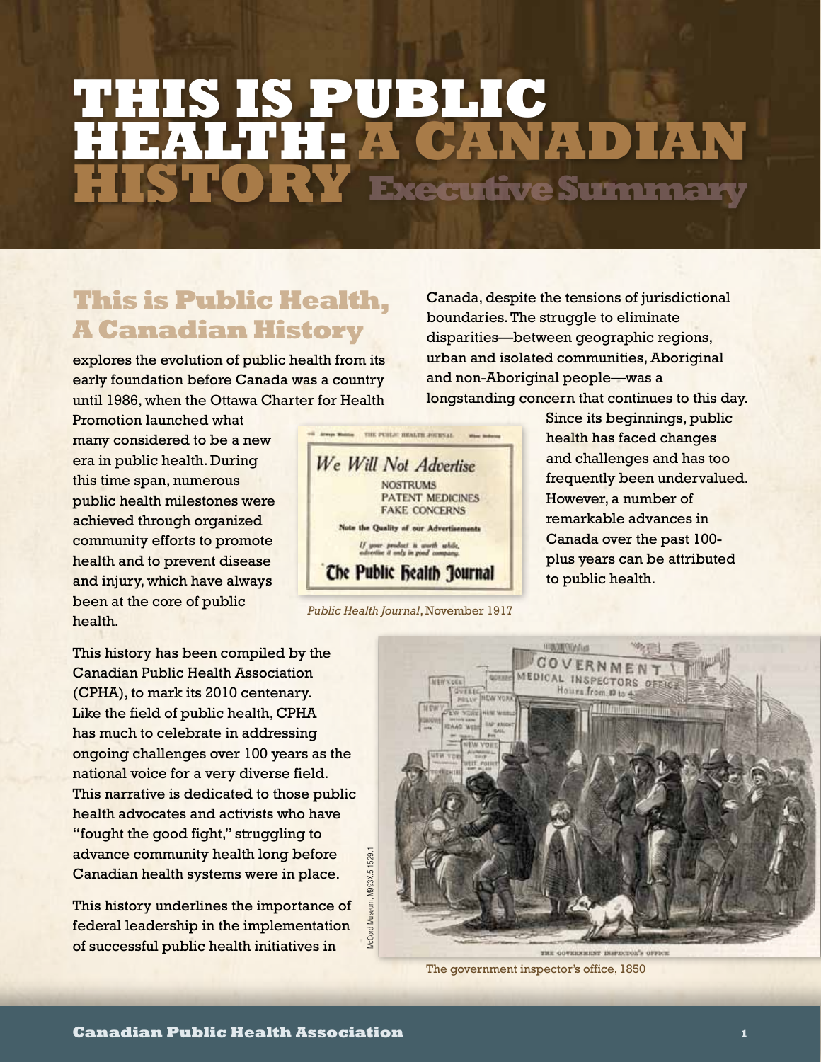# THIS IS PUBLIC HEALTH: A CANADIAN HISTORY Executive Summary

## This is Public Health, A Canadian History

explores the evolution of public health from its early foundation before Canada was a country until 1986, when the Ottawa Charter for Health Promotion launched what many considered to be a new era in public health. During this time span, numerous public health milestones were achieved through organized community efforts to promote health and to prevent disease and injury, which have always been at the core of public health.

Public Health Journal, November 1917

This history has been compiled by the Canadian Public Health Association (CPHA), to mark its 2010 centenary. Like the field of public health, CPHA has much to celebrate in addressing ongoing challenges over 100 years as the national voice for a very diverse field. This narrative is dedicated to those public health advocates and activists who have "fought the good fight," struggling to advance community health long before Canadian health systems were in place.

This history underlines the importance of federal leadership in the implementation of successful public health initiatives in Canada, despite the tensions of jurisdictional boundaries. The struggle to eliminate disparities—between geographic regions, urban and isolated communities, Aboriginal and non-Aboriginal people—was a longstanding concern that continues to this day.

Since its beginnings, public health has faced changes and challenges and has too frequently been undervalued. However, a number of remarkable advances in Canada over the past 100-plus years can be attributed to public health.

McCord Museum, M993X.5.1529.1

The government inspector's office, 1850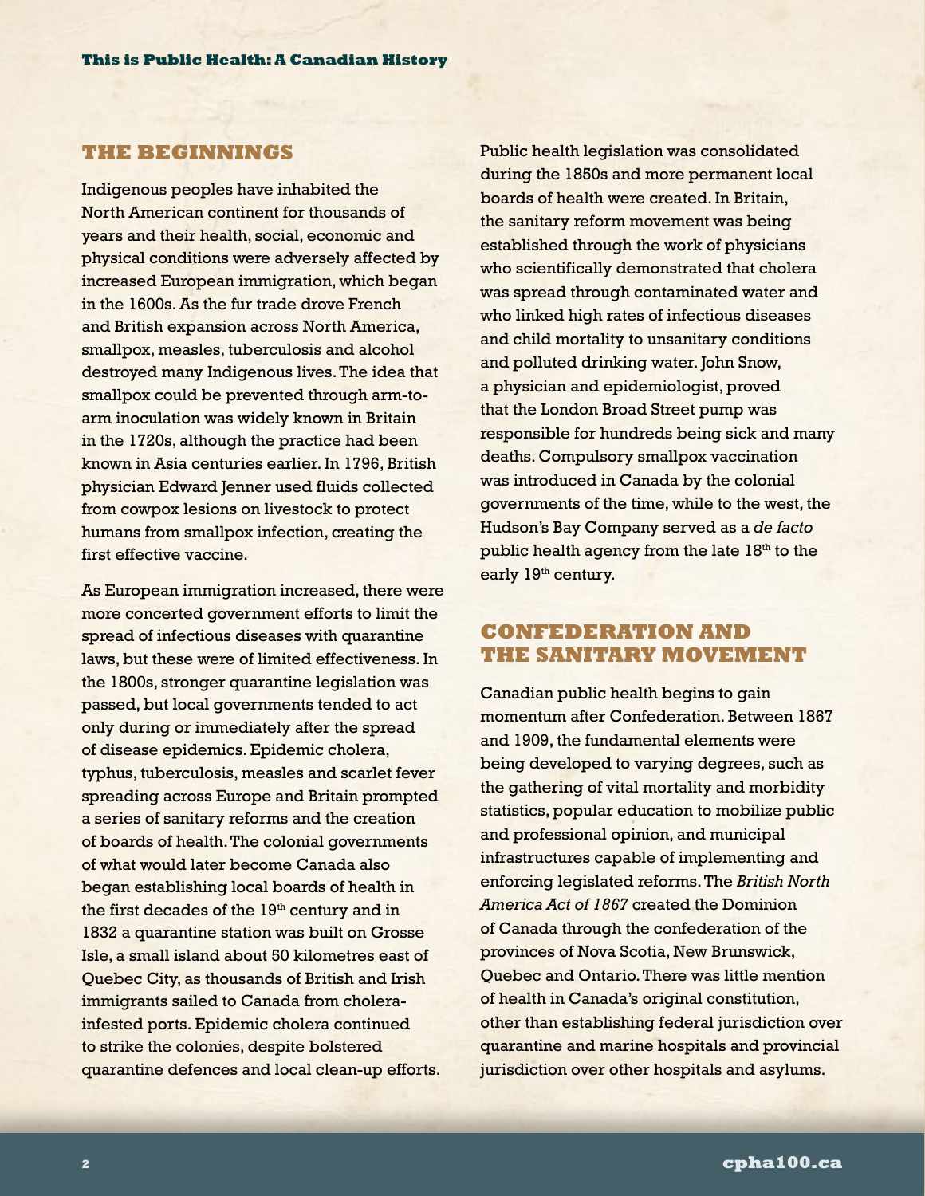## THE BEGINNINGS

Indigenous peoples have inhabited the North American continent for thousands of years and their health, social, economic and physical conditions were adversely affected by increased European immigration, which began in the 1600s. As the fur trade drove French and British expansion across North America, smallpox, measles, tuberculosis and alcohol destroyed many Indigenous lives. The idea that smallpox could be prevented through arm-to-arm inoculation was widely known in Britain in the 1720s, although the practice had been known in Asia centuries earlier. In 1796, British physician Edward Jenner used fluids collected from cowpox lesions on livestock to protect humans from smallpox infection, creating the first effective vaccine.

As European immigration increased, there were more concerted government efforts to limit the spread of infectious diseases with quarantine laws, but these were of limited effectiveness. In the 1800s, stronger quarantine legislation was passed, but local governments tended to act only during or immediately after the spread of disease epidemics. Epidemic cholera, typhus, tuberculosis, measles and scarlet fever spreading across Europe and Britain prompted a series of sanitary reforms and the creation of boards of health. The colonial governments of what would later become Canada also began establishing local boards of health in the first decades of the 19th century and in 1832 a quarantine station was built on Grosse Isle, a small island about 50 kilometres east of Quebec City, as thousands of British and Irish immigrants sailed to Canada from cholera-infested ports. Epidemic cholera continued to strike the colonies, despite bolstered quarantine defences and local clean-up efforts.

Public health legislation was consolidated during the 1850s and more permanent local boards of health were created. In Britain, the sanitary reform movement was being established through the work of physicians who scientifically demonstrated that cholera was spread through contaminated water and who linked high rates of infectious diseases and child mortality to unsanitary conditions and polluted drinking water. John Snow, a physician and epidemiologist, proved that the London Broad Street pump was responsible for hundreds being sick and many deaths. Compulsory smallpox vaccination was introduced in Canada by the colonial governments of the time, while to the west, the Hudson's Bay Company served as a *de facto* public health agency from the late 18th to the early 19th century.

## CONFEDERATION AND THE SANITARY MOVEMENT

Canadian public health begins to gain momentum after Confederation. Between 1867 and 1909, the fundamental elements were being developed to varying degrees, such as the gathering of vital mortality and morbidity statistics, popular education to mobilize public and professional opinion, and municipal infrastructures capable of implementing and enforcing legislated reforms. The *British North America Act of 1867* created the Dominion of Canada through the confederation of the provinces of Nova Scotia, New Brunswick, Quebec and Ontario. There was little mention of health in Canada's original constitution, other than establishing federal jurisdiction over quarantine and marine hospitals and provincial jurisdiction over other hospitals and asylums.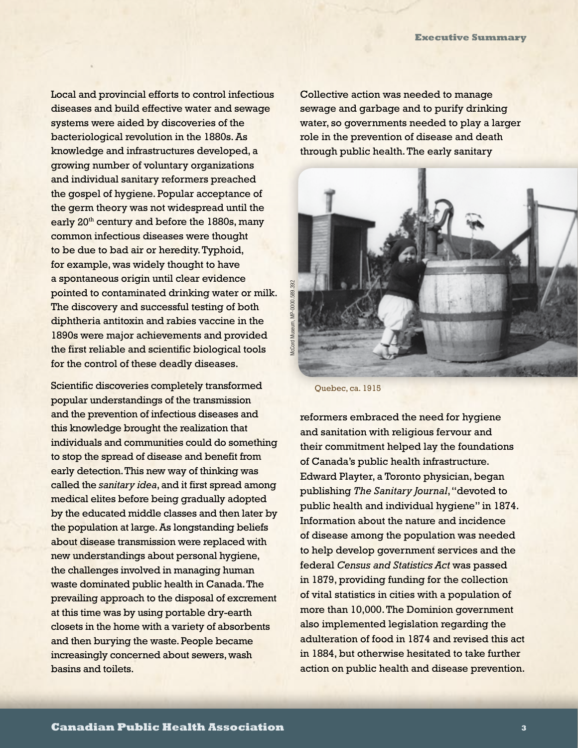Local and provincial efforts to control infectious diseases and build effective water and sewage systems were aided by discoveries of the bacteriological revolution in the 1880s. As knowledge and infrastructures developed, a growing number of voluntary organizations and individual sanitary reformers preached the gospel of hygiene. Popular acceptance of the germ theory was not widespread until the early 20th century and before the 1880s, many common infectious diseases were thought to be due to bad air or heredity. Typhoid, for example, was widely thought to have a spontaneous origin until clear evidence pointed to contaminated drinking water or milk. The discovery and successful testing of both diphtheria antitoxin and rabies vaccine in the 1890s were major achievements and provided the first reliable and scientific biological tools for the control of these deadly diseases.

Scientific discoveries completely transformed popular understandings of the transmission and the prevention of infectious diseases and this knowledge brought the realization that individuals and communities could do something to stop the spread of disease and benefit from early detection. This new way of thinking was called the *sanitary idea*, and it first spread among medical elites before being gradually adopted by the educated middle classes and then later by the population at large. As longstanding beliefs about disease transmission were replaced with new understandings about personal hygiene, the challenges involved in managing human waste dominated public health in Canada. The prevailing approach to the disposal of excrement at this time was by using portable dry-earth closets in the home with a variety of absorbents and then burying the waste. People became increasingly concerned about sewers, wash basins and toilets.

Collective action was needed to manage sewage and garbage and to purify drinking water, so governments needed to play a larger role in the prevention of disease and death through public health. The early sanitary reformers embraced the need for hygiene and sanitation with religious fervour and their commitment helped lay the foundations of Canada's public health infrastructure. Edward Playter, a Toronto physician, began publishing *The Sanitary Journal*, "devoted to public health and individual hygiene" in 1874. Information about the nature and incidence of disease among the population was needed to help develop government services and the federal *Census and Statistics Act* was passed in 1879, providing funding for the collection of vital statistics in cities with a population of more than 10,000. The Dominion government also implemented legislation regarding the adulteration of food in 1874 and revised this act in 1884, but otherwise hesitated to take further action on public health and disease prevention.

McCord Museum, MP-0000.589.392

Quebec, ca. 1915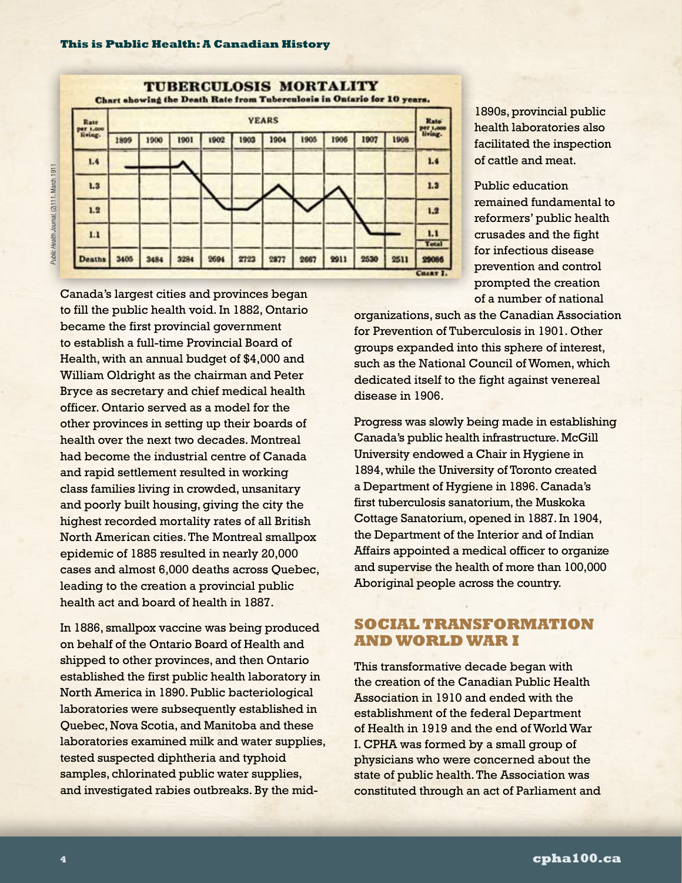TUBERCULOSIS MORTALITY

Chart showing the Death Rate from Tuberculosis in Ontario for 10 years.

Rate per 1,000 living.

YEARS

1899 1900 1901 1902 1903 1904 1905 1906 1907 1908

1.4

1.3

1.2

1.1

Total

Deaths 3405 3484 3284 2604 2723 2877 2667 2911 2530 2511 29086

Chart I.

*Public Health Journal, (2)111, March 1911*

Canada's largest cities and provinces began to fill the public health void. In 1882, Ontario became the first provincial government to establish a full-time Provincial Board of Health, with an annual budget of $4,000 and William Oldright as the chairman and Peter Bryce as secretary and chief medical health officer. Ontario served as a model for the other provinces in setting up their boards of health over the next two decades. Montreal had become the industrial centre of Canada and rapid settlement resulted in working class families living in crowded, unsanitary and poorly built housing, giving the city the highest recorded mortality rates of all British North American cities. The Montreal smallpox epidemic of 1885 resulted in nearly 20,000 cases and almost 6,000 deaths across Quebec, leading to the creation a provincial public health act and board of health in 1887.

In 1886, smallpox vaccine was being produced on behalf of the Ontario Board of Health and shipped to other provinces, and then Ontario established the first public health laboratory in North America in 1890. Public bacteriological laboratories were subsequently established in Quebec, Nova Scotia, and Manitoba and these laboratories examined milk and water supplies, tested suspected diphtheria and typhoid samples, chlorinated public water supplies, and investigated rabies outbreaks. By the mid-1890s, provincial public health laboratories also facilitated the inspection of cattle and meat.

Public education remained fundamental to reformers' public health crusades and the fight for infectious disease prevention and control prompted the creation of a number of national organizations, such as the Canadian Association for Prevention of Tuberculosis in 1901. Other groups expanded into this sphere of interest, such as the National Council of Women, which dedicated itself to the fight against venereal disease in 1906.

Progress was slowly being made in establishing Canada's public health infrastructure. McGill University endowed a Chair in Hygiene in 1894, while the University of Toronto created a Department of Hygiene in 1896. Canada's first tuberculosis sanatorium, the Muskoka Cottage Sanatorium, opened in 1887. In 1904, the Department of the Interior and of Indian Affairs appointed a medical officer to organize and supervise the health of more than 100,000 Aboriginal people across the country.

## SOCIAL TRANSFORMATION AND WORLD WAR I

This transformative decade began with the creation of the Canadian Public Health Association in 1910 and ended with the establishment of the federal Department of Health in 1919 and the end of World War I. CPHA was formed by a small group of physicians who were concerned about the state of public health. The Association was constituted through an act of Parliament and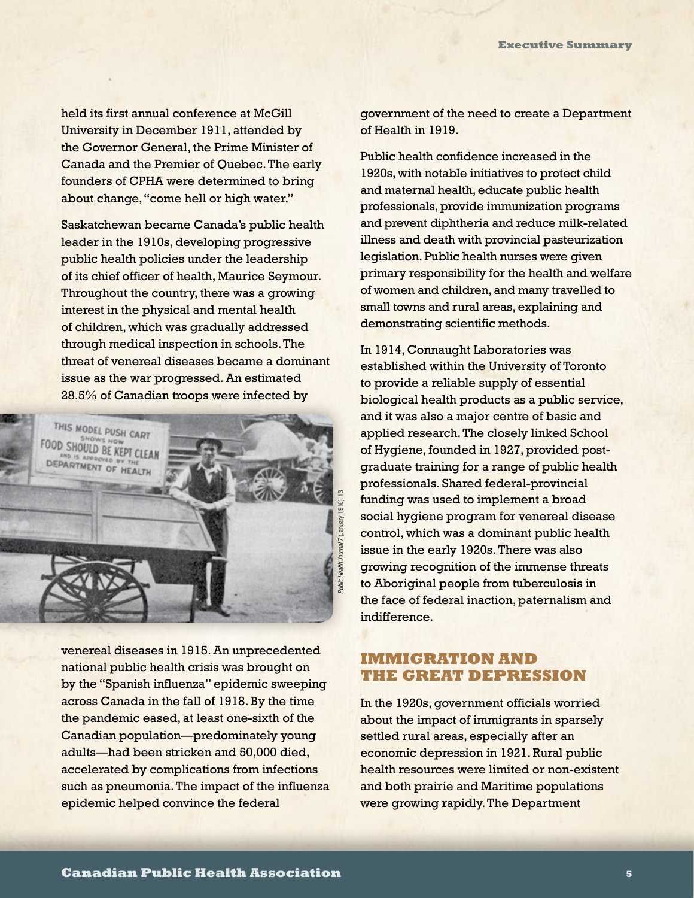held its first annual conference at McGill University in December 1911, attended by the Governor General, the Prime Minister of Canada and the Premier of Quebec. The early founders of CPHA were determined to bring about change, "come hell or high water."

Saskatchewan became Canada's public health leader in the 1910s, developing progressive public health policies under the leadership of its chief officer of health, Maurice Seymour. Throughout the country, there was a growing interest in the physical and mental health of children, which was gradually addressed through medical inspection in schools. The threat of venereal diseases became a dominant issue as the war progressed. An estimated 28.5% of Canadian troops were infected by venereal diseases in 1915. An unprecedented national public health crisis was brought on by the "Spanish influenza" epidemic sweeping across Canada in the fall of 1918. By the time the pandemic eased, at least one-sixth of the Canadian population—predominately young adults—had been stricken and 50,000 died, accelerated by complications from infections such as pneumonia. The impact of the influenza epidemic helped convince the federal government of the need to create a Department of Health in 1919.

*Public Health Journal 7 (January 1916): 13*

Public health confidence increased in the 1920s, with notable initiatives to protect child and maternal health, educate public health professionals, provide immunization programs and prevent diphtheria and reduce milk-related illness and death with provincial pasteurization legislation. Public health nurses were given primary responsibility for the health and welfare of women and children, and many travelled to small towns and rural areas, explaining and demonstrating scientific methods.

In 1914, Connaught Laboratories was established within the University of Toronto to provide a reliable supply of essential biological health products as a public service, and it was also a major centre of basic and applied research. The closely linked School of Hygiene, founded in 1927, provided post-graduate training for a range of public health professionals. Shared federal-provincial funding was used to implement a broad social hygiene program for venereal disease control, which was a dominant public health issue in the early 1920s. There was also growing recognition of the immense threats to Aboriginal people from tuberculosis in the face of federal inaction, paternalism and indifference.

## IMMIGRATION AND THE GREAT DEPRESSION

In the 1920s, government officials worried about the impact of immigrants in sparsely settled rural areas, especially after an economic depression in 1921. Rural public health resources were limited or non-existent and both prairie and Maritime populations were growing rapidly. The Department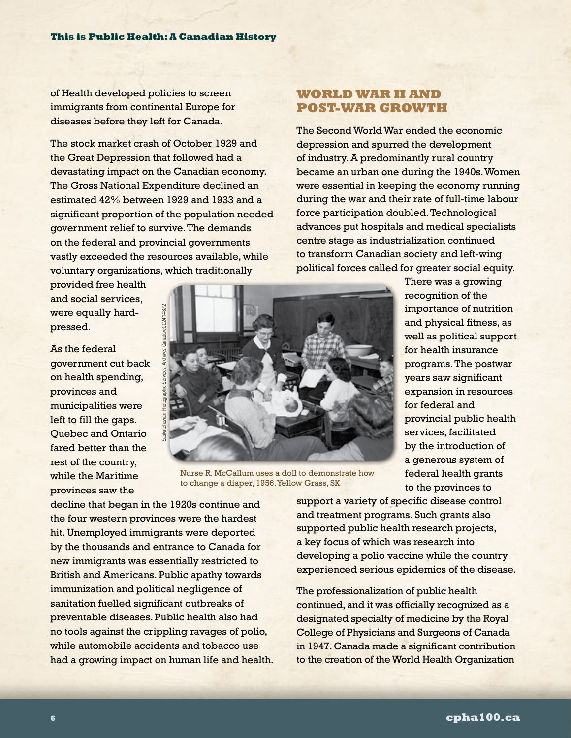of Health developed policies to screen immigrants from continental Europe for diseases before they left for Canada.

The stock market crash of October 1929 and the Great Depression that followed had a devastating impact on the Canadian economy. The Gross National Expenditure declined an estimated 42% between 1929 and 1933 and a significant proportion of the population needed government relief to survive. The demands on the federal and provincial governments vastly exceeded the resources available, while voluntary organizations, which traditionally provided free health and social services, were equally hard-pressed.

As the federal government cut back on health spending, provinces and municipalities were left to fill the gaps. Quebec and Ontario fared better than the rest of the country, while the Maritime provinces saw the decline that began in the 1920s continue and the four western provinces were the hardest hit. Unemployed immigrants were deported by the thousands and entrance to Canada for new immigrants was essentially restricted to British and Americans. Public apathy towards immunization and political negligence of sanitation fuelled significant outbreaks of preventable diseases. Public health also had no tools against the crippling ravages of polio, while automobile accidents and tobacco use had a growing impact on human life and health.

Nurse R. McCallum uses a doll to demonstrate how to change a diaper, 1956. Yellow Grass, SK

Saskatchewan Photographic Services, Archives Canada/e002414872

## WORLD WAR II AND POST-WAR GROWTH

The Second World War ended the economic depression and spurred the development of industry. A predominantly rural country became an urban one during the 1940s. Women were essential in keeping the economy running during the war and their rate of full-time labour force participation doubled. Technological advances put hospitals and medical specialists centre stage as industrialization continued to transform Canadian society and left-wing political forces called for greater social equity. There was a growing recognition of the importance of nutrition and physical fitness, as well as political support for health insurance programs. The postwar years saw significant expansion in resources for federal and provincial public health services, facilitated by the introduction of a generous system of federal health grants to the provinces to support a variety of specific disease control and treatment programs. Such grants also supported public health research projects, a key focus of which was research into developing a polio vaccine while the country experienced serious epidemics of the disease.

The professionalization of public health continued, and it was officially recognized as a designated specialty of medicine by the Royal College of Physicians and Surgeons of Canada in 1947. Canada made a significant contribution to the creation of the World Health Organization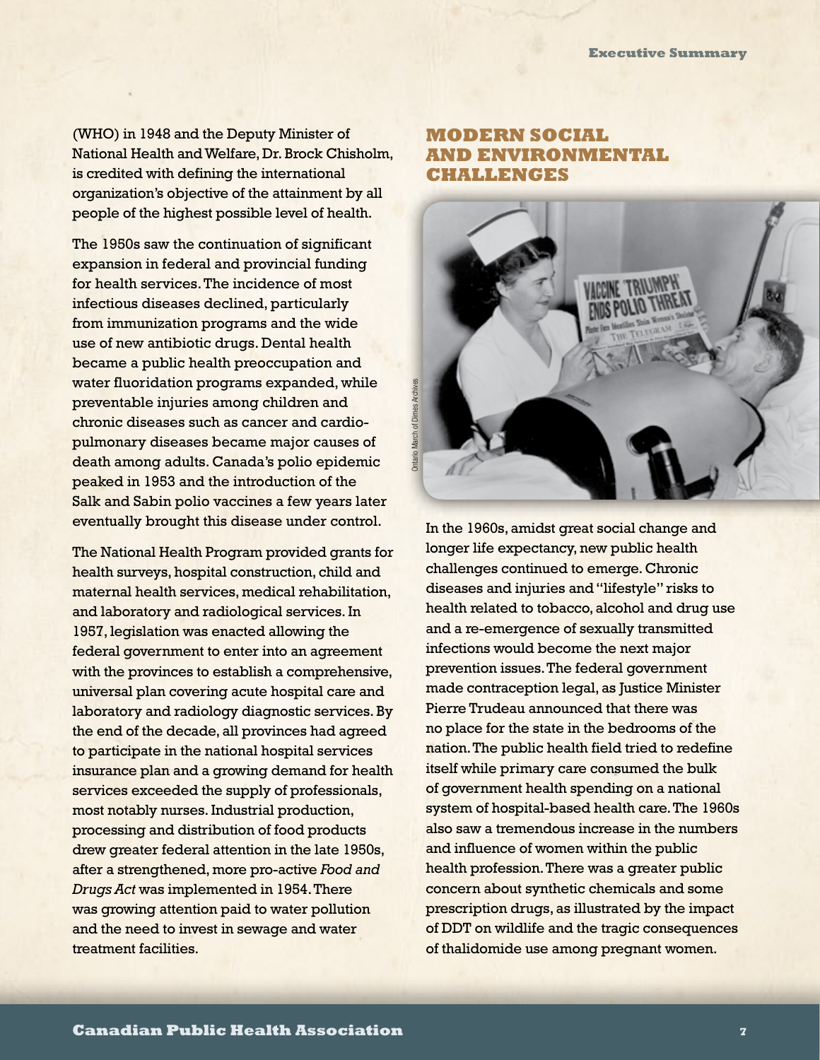(WHO) in 1948 and the Deputy Minister of National Health and Welfare, Dr. Brock Chisholm, is credited with defining the international organization's objective of the attainment by all people of the highest possible level of health.

The 1950s saw the continuation of significant expansion in federal and provincial funding for health services. The incidence of most infectious diseases declined, particularly from immunization programs and the wide use of new antibiotic drugs. Dental health became a public health preoccupation and water fluoridation programs expanded, while preventable injuries among children and chronic diseases such as cancer and cardio-pulmonary diseases became major causes of death among adults. Canada's polio epidemic peaked in 1953 and the introduction of the Salk and Sabin polio vaccines a few years later eventually brought this disease under control.

The National Health Program provided grants for health surveys, hospital construction, child and maternal health services, medical rehabilitation, and laboratory and radiological services. In 1957, legislation was enacted allowing the federal government to enter into an agreement with the provinces to establish a comprehensive, universal plan covering acute hospital care and laboratory and radiology diagnostic services. By the end of the decade, all provinces had agreed to participate in the national hospital services insurance plan and a growing demand for health services exceeded the supply of professionals, most notably nurses. Industrial production, processing and distribution of food products drew greater federal attention in the late 1950s, after a strengthened, more pro-active *Food and Drugs Act* was implemented in 1954. There was growing attention paid to water pollution and the need to invest in sewage and water treatment facilities.

## MODERN SOCIAL AND ENVIRONMENTAL CHALLENGES

Ontario March of Dimes Archives

In the 1960s, amidst great social change and longer life expectancy, new public health challenges continued to emerge. Chronic diseases and injuries and "lifestyle" risks to health related to tobacco, alcohol and drug use and a re-emergence of sexually transmitted infections would become the next major prevention issues. The federal government made contraception legal, as Justice Minister Pierre Trudeau announced that there was no place for the state in the bedrooms of the nation. The public health field tried to redefine itself while primary care consumed the bulk of government health spending on a national system of hospital-based health care. The 1960s also saw a tremendous increase in the numbers and influence of women within the public health profession. There was a greater public concern about synthetic chemicals and some prescription drugs, as illustrated by the impact of DDT on wildlife and the tragic consequences of thalidomide use among pregnant women.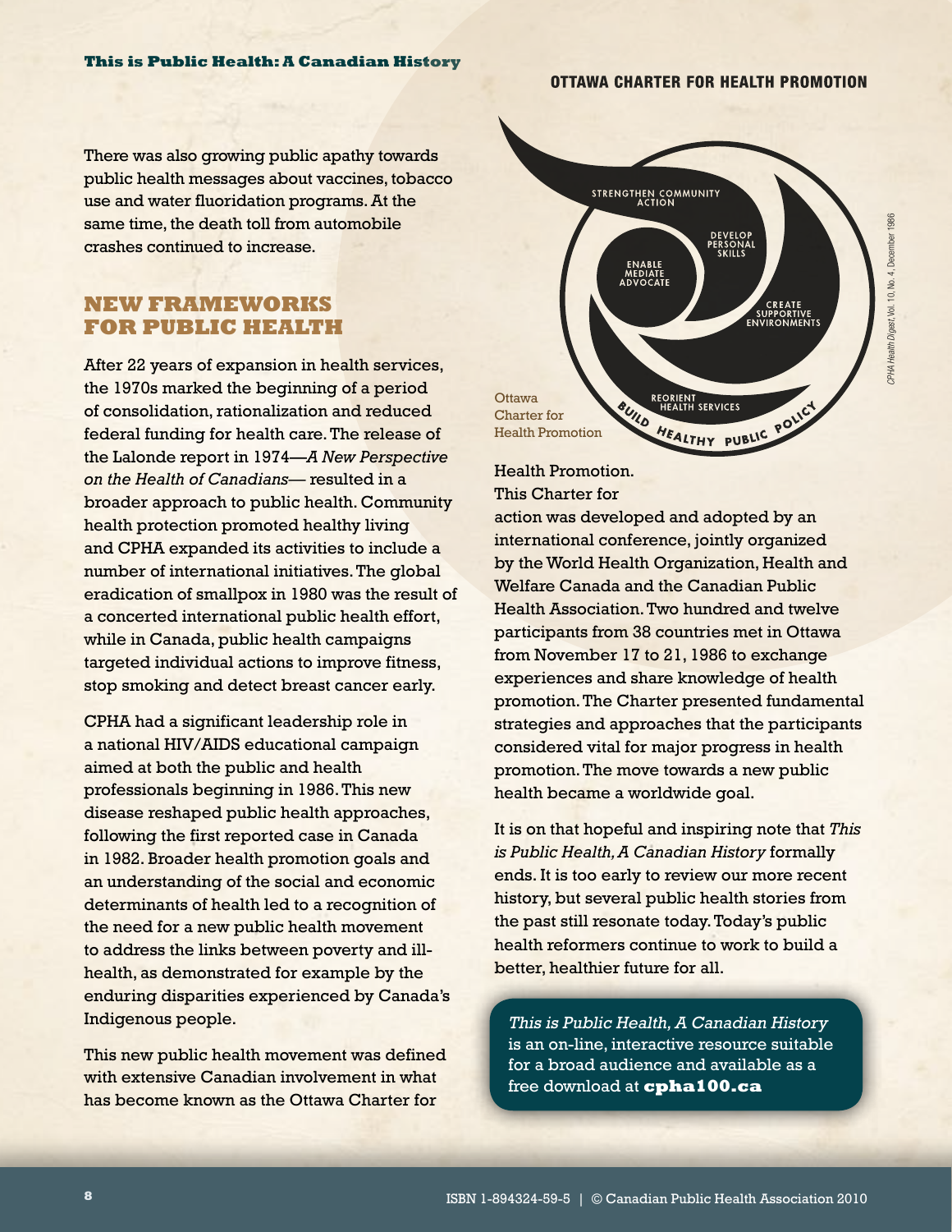There was also growing public apathy towards public health messages about vaccines, tobacco use and water fluoridation programs. At the same time, the death toll from automobile crashes continued to increase.

## NEW FRAMEWORKS FOR PUBLIC HEALTH

After 22 years of expansion in health services, the 1970s marked the beginning of a period of consolidation, rationalization and reduced federal funding for health care. The release of the Lalonde report in 1974—*A New Perspective on the Health of Canadians*— resulted in a broader approach to public health. Community health protection promoted healthy living and CPHA expanded its activities to include a number of international initiatives. The global eradication of smallpox in 1980 was the result of a concerted international public health effort, while in Canada, public health campaigns targeted individual actions to improve fitness, stop smoking and detect breast cancer early.

CPHA had a significant leadership role in a national HIV/AIDS educational campaign aimed at both the public and health professionals beginning in 1986. This new disease reshaped public health approaches, following the first reported case in Canada in 1982. Broader health promotion goals and an understanding of the social and economic determinants of health led to a recognition of the need for a new public health movement to address the links between poverty and ill-health, as demonstrated for example by the enduring disparities experienced by Canada's Indigenous people.

This new public health movement was defined with extensive Canadian involvement in what has become known as the Ottawa Charter for Health Promotion.

OTTAWA CHARTER FOR HEALTH PROMOTION

STRENGTHEN COMMUNITY ACTION

DEVELOP PERSONAL SKILLS

ENABLE MEDIATE ADVOCATE

CREATE SUPPORTIVE ENVIRONMENTS

REORIENT HEALTH SERVICES

BUILD HEALTHY PUBLIC POLICY

Ottawa Charter for Health Promotion

*CPHA Health Digest*, Vol. 10, No. 4, December 1986

This Charter for action was developed and adopted by an international conference, jointly organized by the World Health Organization, Health and Welfare Canada and the Canadian Public Health Association. Two hundred and twelve participants from 38 countries met in Ottawa from November 17 to 21, 1986 to exchange experiences and share knowledge of health promotion. The Charter presented fundamental strategies and approaches that the participants considered vital for major progress in health promotion. The move towards a new public health became a worldwide goal.

It is on that hopeful and inspiring note that *This is Public Health, A Canadian History* formally ends. It is too early to review our more recent history, but several public health stories from the past still resonate today. Today's public health reformers continue to work to build a better, healthier future for all.

*This is Public Health, A Canadian History* is an on-line, interactive resource suitable for a broad audience and available as a free download at **cpha100.ca**

ISBN 1-894324-59-5 | © Canadian Public Health Association 2010